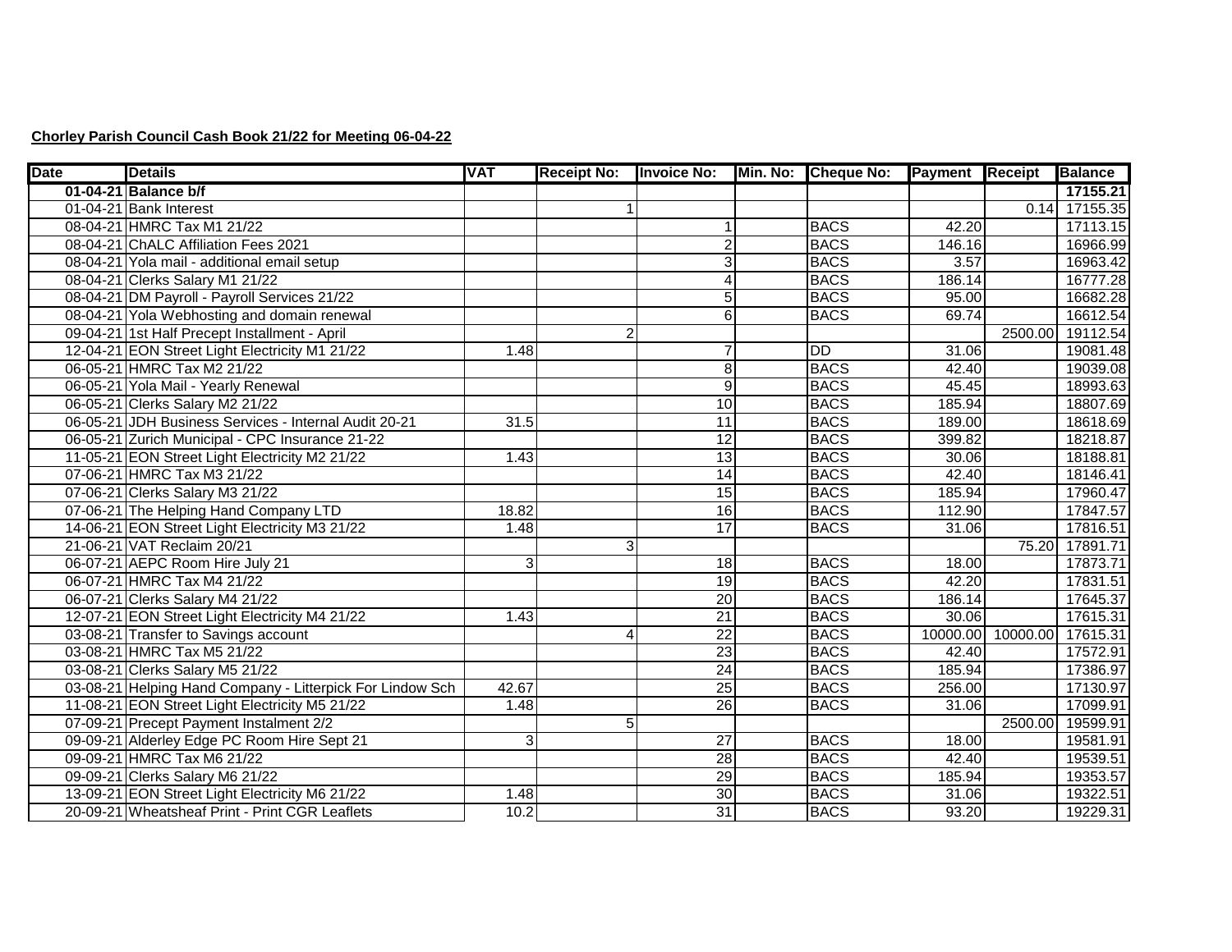**Chorley Parish Council Cash Book 21/22 for Meeting 06-04-22**

| Date | Details | VAT | Receipt No: | Invoice No: | Min. No: | Cheque No: | Payment | Receipt | Balance |
|---|---|---|---|---|---|---|---|---|---|
| **01-04-21** | **Balance b/f** | | | | | | | | **17155.21** |
| 01-04-21 | Bank Interest | | 1 | | | | | 0.14 | 17155.35 |
| 08-04-21 | HMRC Tax M1 21/22 | | | 1 | | BACS | 42.20 | | 17113.15 |
| 08-04-21 | ChALC Affiliation Fees 2021 | | | 2 | | BACS | 146.16 | | 16966.99 |
| 08-04-21 | Yola mail - additional email setup | | | 3 | | BACS | 3.57 | | 16963.42 |
| 08-04-21 | Clerks Salary M1 21/22 | | | 4 | | BACS | 186.14 | | 16777.28 |
| 08-04-21 | DM Payroll - Payroll Services 21/22 | | | 5 | | BACS | 95.00 | | 16682.28 |
| 08-04-21 | Yola Webhosting and domain renewal | | | 6 | | BACS | 69.74 | | 16612.54 |
| 09-04-21 | 1st Half Precept Installment - April | | 2 | | | | | 2500.00 | 19112.54 |
| 12-04-21 | EON Street Light Electricity M1 21/22 | 1.48 | | 7 | | DD | 31.06 | | 19081.48 |
| 06-05-21 | HMRC Tax M2 21/22 | | | 8 | | BACS | 42.40 | | 19039.08 |
| 06-05-21 | Yola Mail - Yearly Renewal | | | 9 | | BACS | 45.45 | | 18993.63 |
| 06-05-21 | Clerks Salary M2 21/22 | | | 10 | | BACS | 185.94 | | 18807.69 |
| 06-05-21 | JDH Business Services - Internal Audit 20-21 | 31.5 | | 11 | | BACS | 189.00 | | 18618.69 |
| 06-05-21 | Zurich Municipal - CPC Insurance 21-22 | | | 12 | | BACS | 399.82 | | 18218.87 |
| 11-05-21 | EON Street Light Electricity M2 21/22 | 1.43 | | 13 | | BACS | 30.06 | | 18188.81 |
| 07-06-21 | HMRC Tax M3 21/22 | | | 14 | | BACS | 42.40 | | 18146.41 |
| 07-06-21 | Clerks Salary M3 21/22 | | | 15 | | BACS | 185.94 | | 17960.47 |
| 07-06-21 | The Helping Hand Company LTD | 18.82 | | 16 | | BACS | 112.90 | | 17847.57 |
| 14-06-21 | EON Street Light Electricity M3 21/22 | 1.48 | | 17 | | BACS | 31.06 | | 17816.51 |
| 21-06-21 | VAT Reclaim 20/21 | | 3 | | | | | 75.20 | 17891.71 |
| 06-07-21 | AEPC Room Hire July 21 | 3 | | 18 | | BACS | 18.00 | | 17873.71 |
| 06-07-21 | HMRC Tax M4 21/22 | | | 19 | | BACS | 42.20 | | 17831.51 |
| 06-07-21 | Clerks Salary M4 21/22 | | | 20 | | BACS | 186.14 | | 17645.37 |
| 12-07-21 | EON Street Light Electricity M4 21/22 | 1.43 | | 21 | | BACS | 30.06 | | 17615.31 |
| 03-08-21 | Transfer to Savings account | | 4 | 22 | | BACS | 10000.00 | 10000.00 | 17615.31 |
| 03-08-21 | HMRC Tax M5 21/22 | | | 23 | | BACS | 42.40 | | 17572.91 |
| 03-08-21 | Clerks Salary M5 21/22 | | | 24 | | BACS | 185.94 | | 17386.97 |
| 03-08-21 | Helping Hand Company - Litterpick For Lindow Sch | 42.67 | | 25 | | BACS | 256.00 | | 17130.97 |
| 11-08-21 | EON Street Light Electricity M5 21/22 | 1.48 | | 26 | | BACS | 31.06 | | 17099.91 |
| 07-09-21 | Precept Payment Instalment 2/2 | | 5 | | | | | 2500.00 | 19599.91 |
| 09-09-21 | Alderley Edge PC Room Hire Sept 21 | 3 | | 27 | | BACS | 18.00 | | 19581.91 |
| 09-09-21 | HMRC Tax M6 21/22 | | | 28 | | BACS | 42.40 | | 19539.51 |
| 09-09-21 | Clerks Salary M6 21/22 | | | 29 | | BACS | 185.94 | | 19353.57 |
| 13-09-21 | EON Street Light Electricity M6 21/22 | 1.48 | | 30 | | BACS | 31.06 | | 19322.51 |
| 20-09-21 | Wheatsheaf Print - Print CGR Leaflets | 10.2 | | 31 | | BACS | 93.20 | | 19229.31 |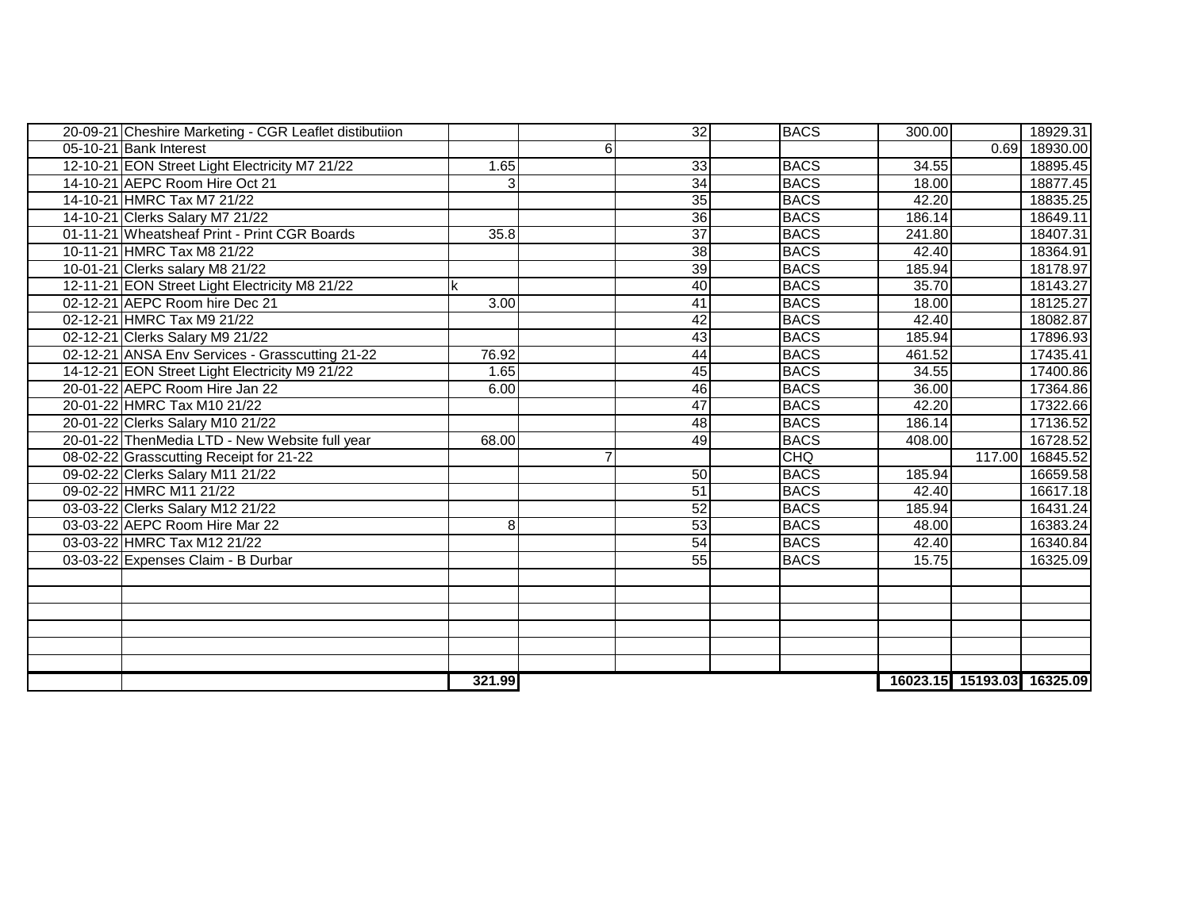| | | | | | | | | | |
|---|---|---|---|---|---|---|---|---|---|
| 20-09-21 | Cheshire Marketing - CGR Leaflet distibutiion | | | 32 | | BACS | 300.00 | | 18929.31 |
| 05-10-21 | Bank Interest | | 6 | | | | | 0.69 | 18930.00 |
| 12-10-21 | EON Street Light Electricity M7 21/22 | 1.65 | | 33 | | BACS | 34.55 | | 18895.45 |
| 14-10-21 | AEPC Room Hire Oct 21 | 3 | | 34 | | BACS | 18.00 | | 18877.45 |
| 14-10-21 | HMRC Tax M7 21/22 | | | 35 | | BACS | 42.20 | | 18835.25 |
| 14-10-21 | Clerks Salary M7 21/22 | | | 36 | | BACS | 186.14 | | 18649.11 |
| 01-11-21 | Wheatsheaf Print - Print CGR Boards | 35.8 | | 37 | | BACS | 241.80 | | 18407.31 |
| 10-11-21 | HMRC Tax M8 21/22 | | | 38 | | BACS | 42.40 | | 18364.91 |
| 10-01-21 | Clerks salary M8 21/22 | | | 39 | | BACS | 185.94 | | 18178.97 |
| 12-11-21 | EON Street Light Electricity M8 21/22 | k | | 40 | | BACS | 35.70 | | 18143.27 |
| 02-12-21 | AEPC Room hire Dec 21 | 3.00 | | 41 | | BACS | 18.00 | | 18125.27 |
| 02-12-21 | HMRC Tax M9 21/22 | | | 42 | | BACS | 42.40 | | 18082.87 |
| 02-12-21 | Clerks Salary M9 21/22 | | | 43 | | BACS | 185.94 | | 17896.93 |
| 02-12-21 | ANSA Env Services - Grasscutting 21-22 | 76.92 | | 44 | | BACS | 461.52 | | 17435.41 |
| 14-12-21 | EON Street Light Electricity M9 21/22 | 1.65 | | 45 | | BACS | 34.55 | | 17400.86 |
| 20-01-22 | AEPC Room Hire Jan 22 | 6.00 | | 46 | | BACS | 36.00 | | 17364.86 |
| 20-01-22 | HMRC Tax M10 21/22 | | | 47 | | BACS | 42.20 | | 17322.66 |
| 20-01-22 | Clerks Salary M10 21/22 | | | 48 | | BACS | 186.14 | | 17136.52 |
| 20-01-22 | ThenMedia LTD - New Website full year | 68.00 | | 49 | | BACS | 408.00 | | 16728.52 |
| 08-02-22 | Grasscutting Receipt for 21-22 | | 7 | | | CHQ | | 117.00 | 16845.52 |
| 09-02-22 | Clerks Salary M11 21/22 | | | 50 | | BACS | 185.94 | | 16659.58 |
| 09-02-22 | HMRC M11 21/22 | | | 51 | | BACS | 42.40 | | 16617.18 |
| 03-03-22 | Clerks Salary M12 21/22 | | | 52 | | BACS | 185.94 | | 16431.24 |
| 03-03-22 | AEPC Room Hire Mar 22 | 8 | | 53 | | BACS | 48.00 | | 16383.24 |
| 03-03-22 | HMRC Tax M12 21/22 | | | 54 | | BACS | 42.40 | | 16340.84 |
| 03-03-22 | Expenses Claim - B Durbar | | | 55 | | BACS | 15.75 | | 16325.09 |
| | | | | | | | | | |
| | | | | | | | | | |
| | | | | | | | | | |
| | | | | | | | | | |
| | | | | | | | | | |
| | | | | | | | | | |
| | | **321.99** | | | | | **16023.15** | **15193.03** | **16325.09** |